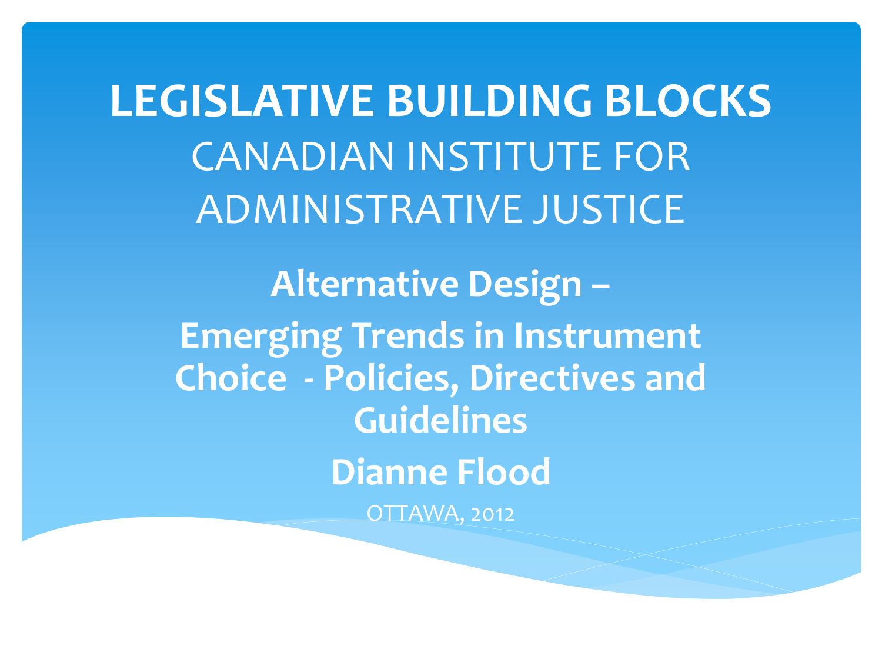# LEGISLATIVE BUILDING BLOCKS

CANADIAN INSTITUTE FOR ADMINISTRATIVE JUSTICE

## Alternative Design – Emerging Trends in Instrument Choice - Policies, Directives and Guidelines

**Dianne Flood**

OTTAWA, 2012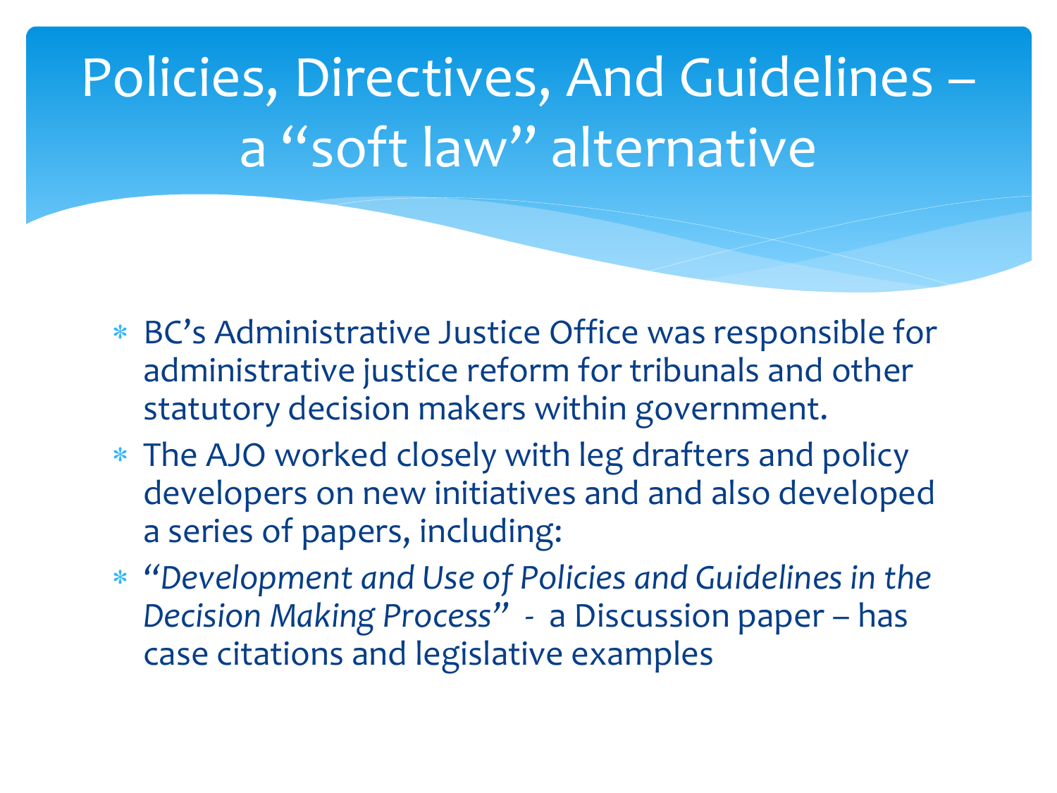# Policies, Directives, And Guidelines – a "soft law" alternative

* BC's Administrative Justice Office was responsible for administrative justice reform for tribunals and other statutory decision makers within government.
* The AJO worked closely with leg drafters and policy developers on new initiatives and and also developed a series of papers, including:
* "*Development and Use of Policies and Guidelines in the Decision Making Process*" - a Discussion paper – has case citations and legislative examples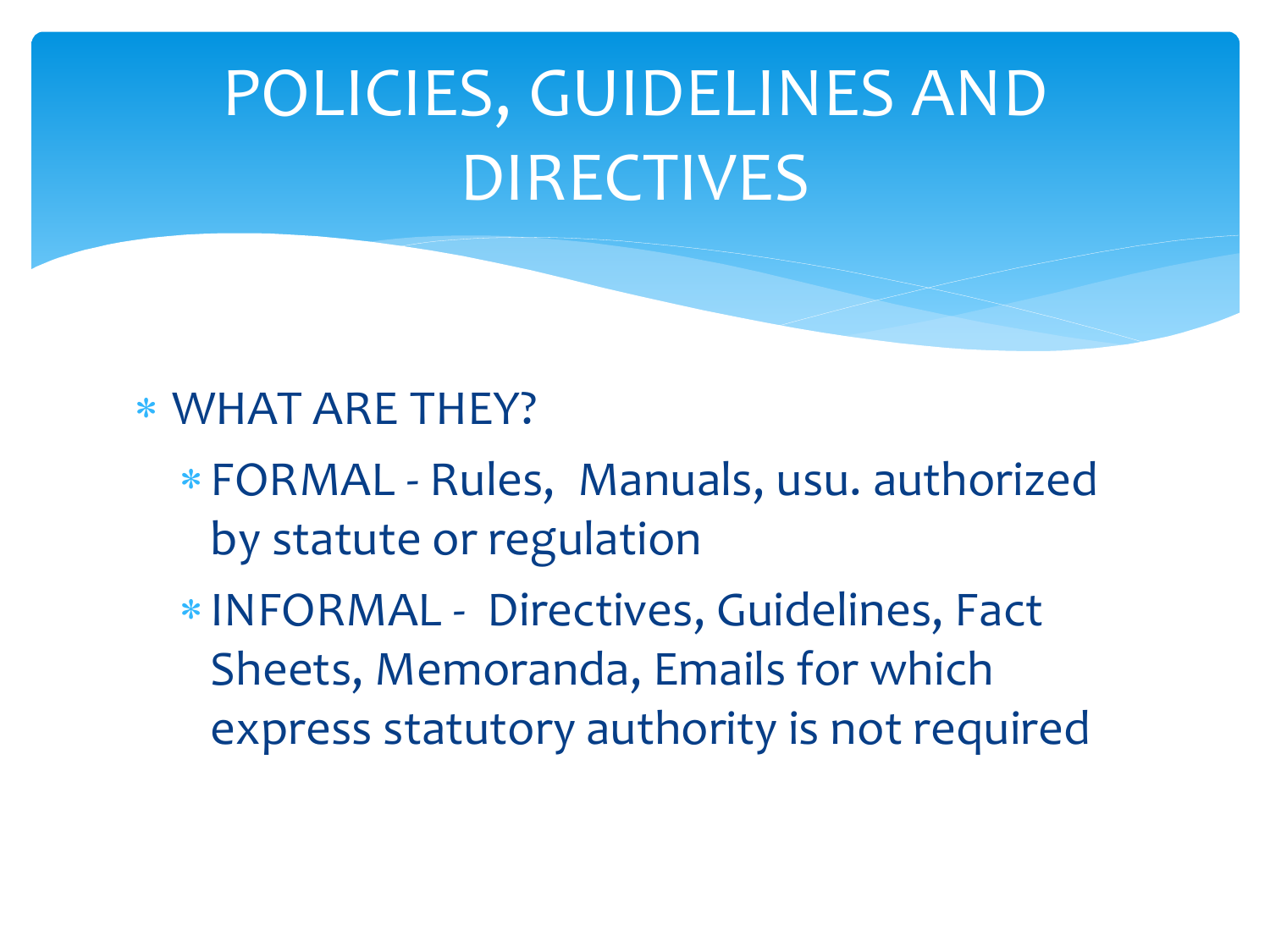# POLICIES, GUIDELINES AND DIRECTIVES

- WHAT ARE THEY?
  - FORMAL - Rules, Manuals, usu. authorized by statute or regulation
  - INFORMAL - Directives, Guidelines, Fact Sheets, Memoranda, Emails for which express statutory authority is not required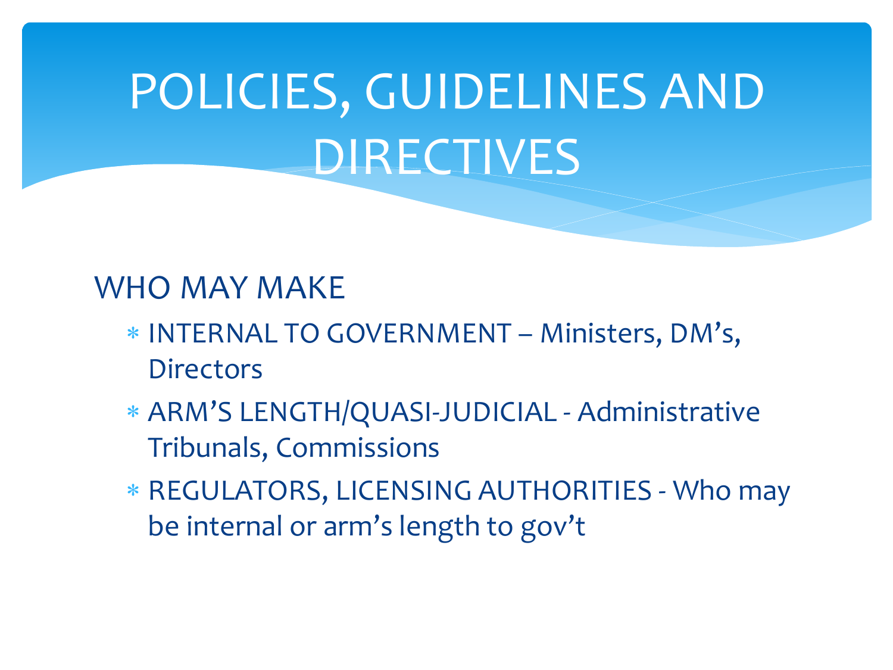# POLICIES, GUIDELINES AND DIRECTIVES

WHO MAY MAKE

- INTERNAL TO GOVERNMENT – Ministers, DM's, Directors
- ARM'S LENGTH/QUASI-JUDICIAL - Administrative Tribunals, Commissions
- REGULATORS, LICENSING AUTHORITIES - Who may be internal or arm's length to gov't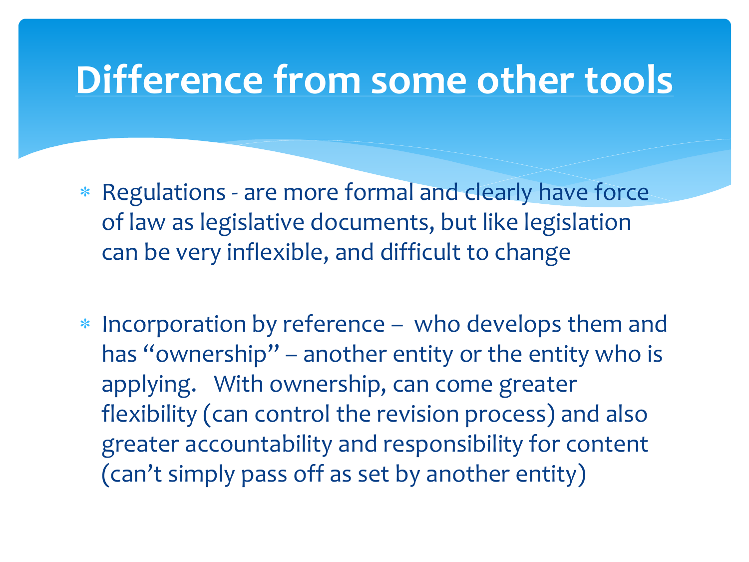# Difference from some other tools

- Regulations - are more formal and clearly have force of law as legislative documents, but like legislation can be very inflexible, and difficult to change
- Incorporation by reference – who develops them and has "ownership" – another entity or the entity who is applying. With ownership, can come greater flexibility (can control the revision process) and also greater accountability and responsibility for content (can't simply pass off as set by another entity)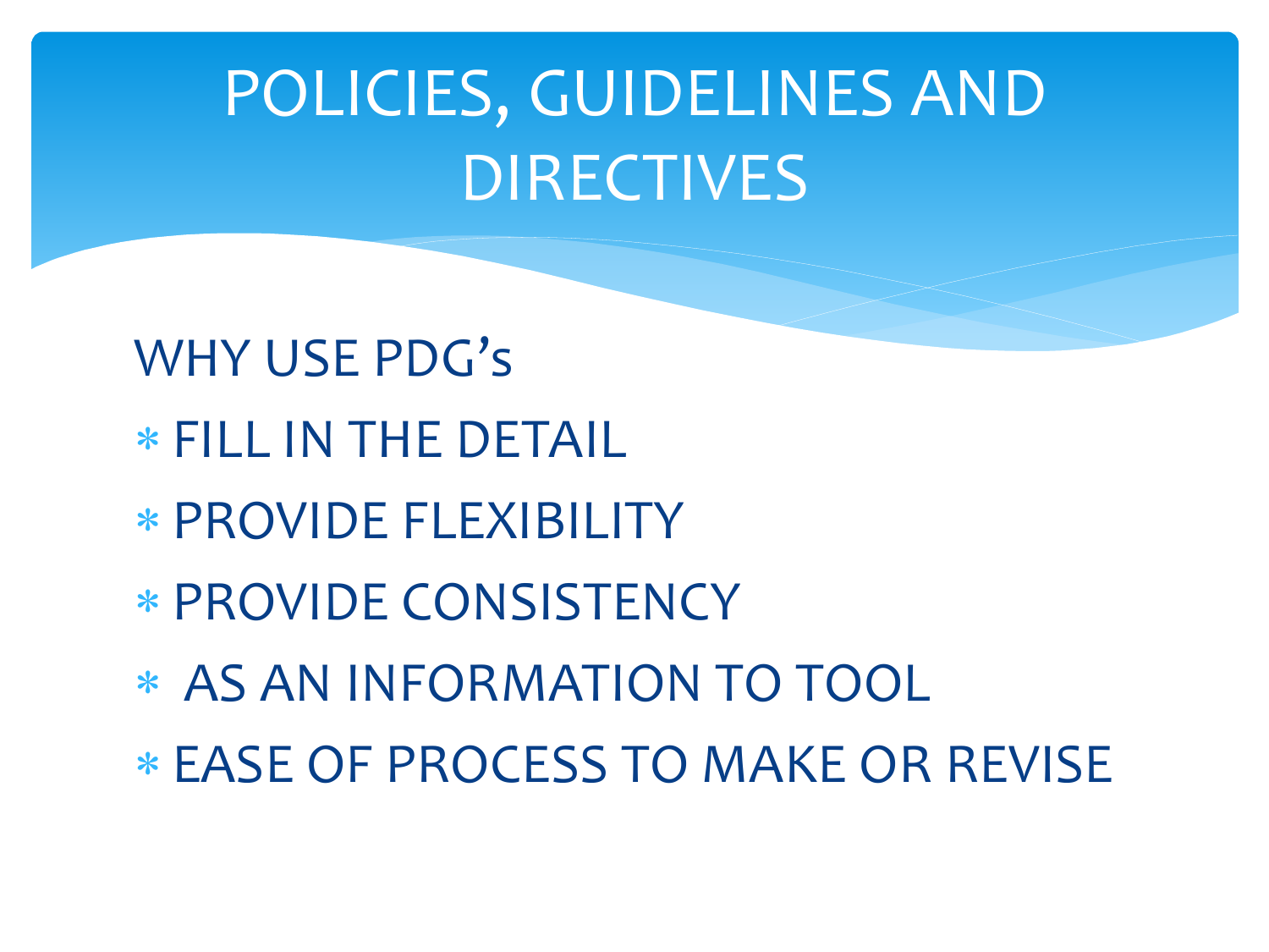# POLICIES, GUIDELINES AND DIRECTIVES

WHY USE PDG’s

- FILL IN THE DETAIL
- PROVIDE FLEXIBILITY
- PROVIDE CONSISTENCY
- AS AN INFORMATION TO TOOL
- EASE OF PROCESS TO MAKE OR REVISE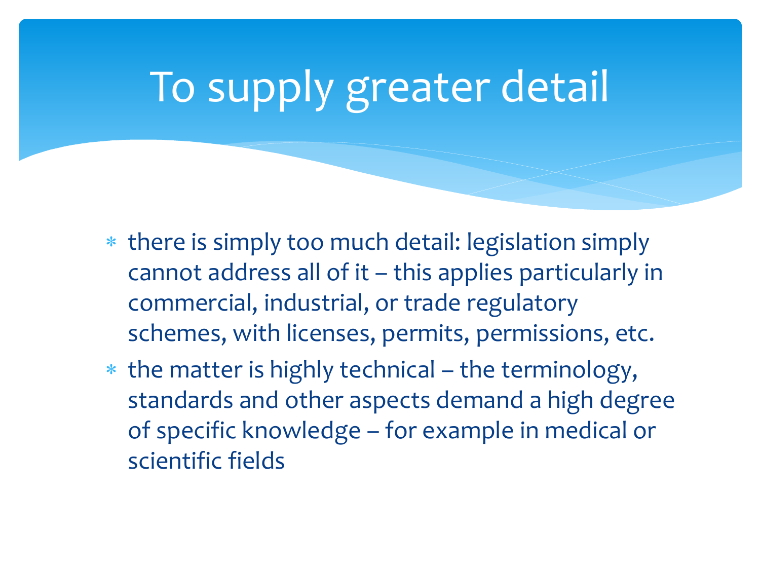# To supply greater detail

- there is simply too much detail: legislation simply cannot address all of it – this applies particularly in commercial, industrial, or trade regulatory schemes, with licenses, permits, permissions, etc.
- the matter is highly technical – the terminology, standards and other aspects demand a high degree of specific knowledge – for example in medical or scientific fields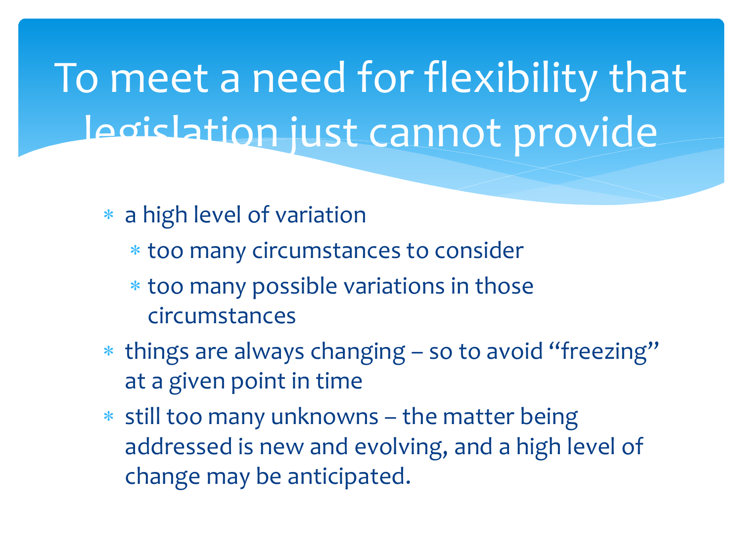# To meet a need for flexibility that legislation just cannot provide

- a high level of variation
  - too many circumstances to consider
  - too many possible variations in those circumstances
- things are always changing – so to avoid "freezing" at a given point in time
- still too many unknowns – the matter being addressed is new and evolving, and a high level of change may be anticipated.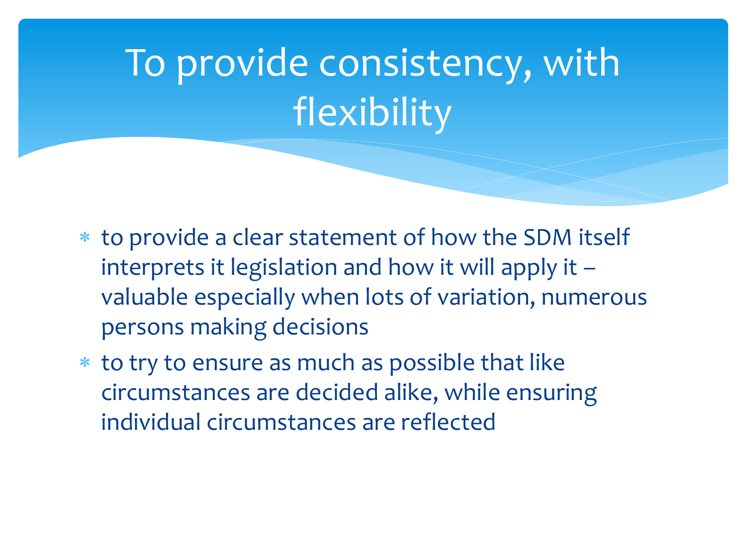# To provide consistency, with flexibility

- to provide a clear statement of how the SDM itself interprets it legislation and how it will apply it – valuable especially when lots of variation, numerous persons making decisions
- to try to ensure as much as possible that like circumstances are decided alike, while ensuring individual circumstances are reflected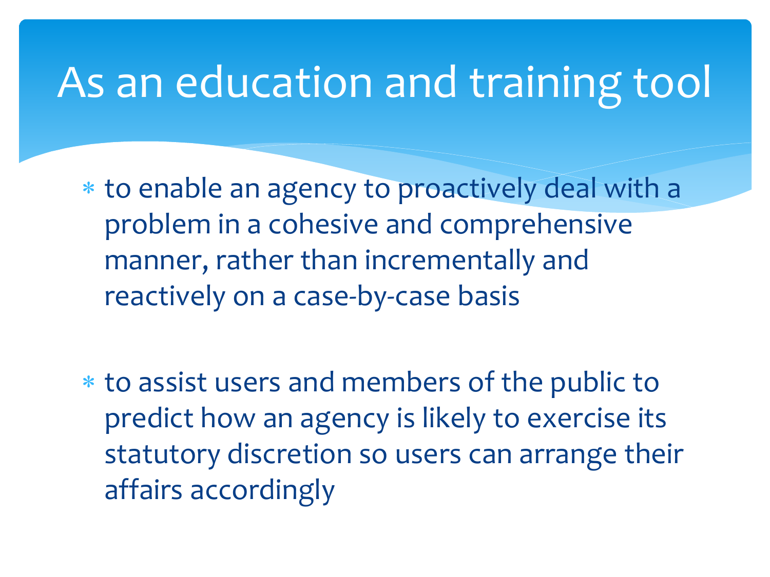# As an education and training tool

* to enable an agency to proactively deal with a problem in a cohesive and comprehensive manner, rather than incrementally and reactively on a case-by-case basis

* to assist users and members of the public to predict how an agency is likely to exercise its statutory discretion so users can arrange their affairs accordingly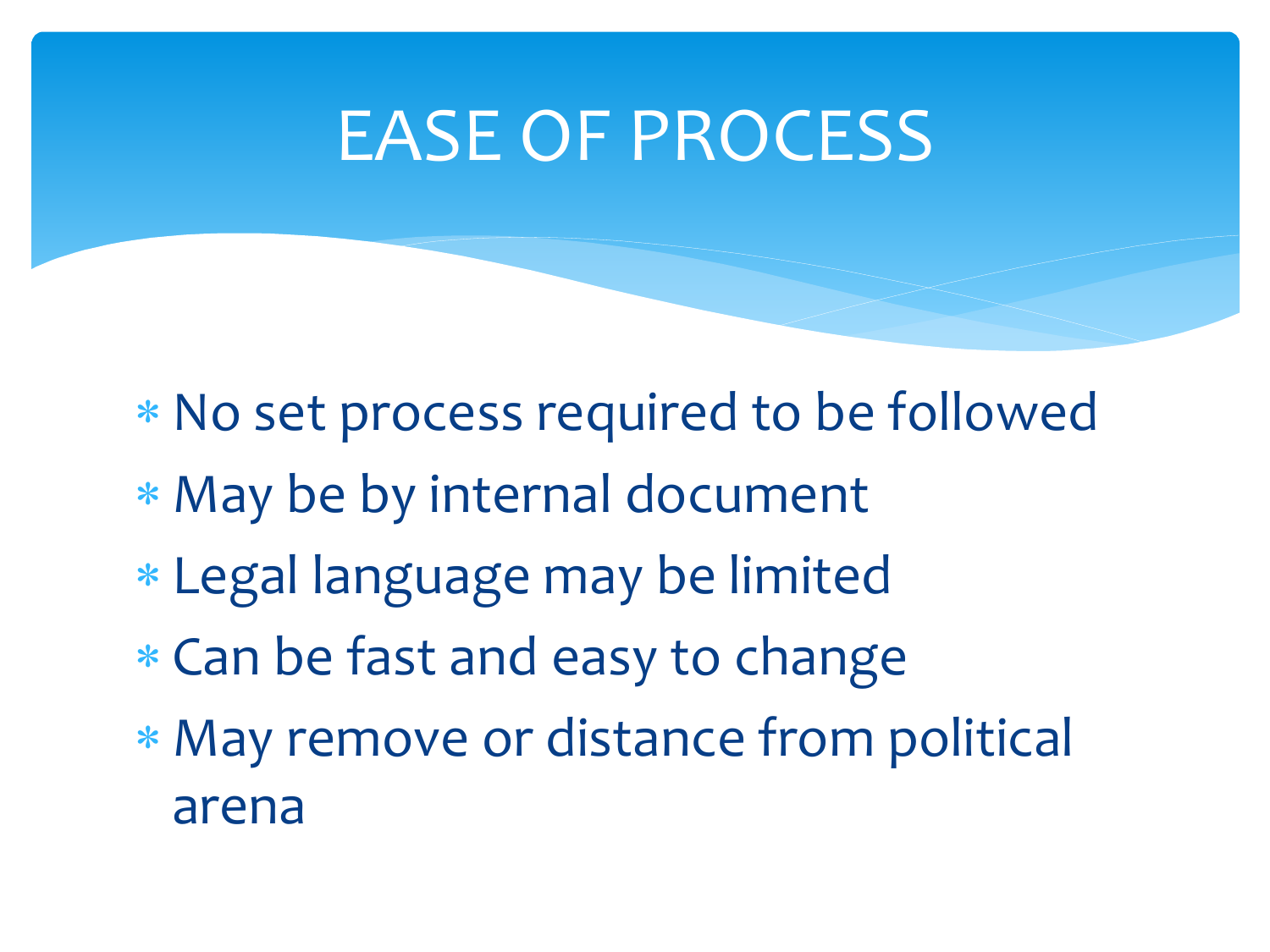# EASE OF PROCESS

- No set process required to be followed
- May be by internal document
- Legal language may be limited
- Can be fast and easy to change
- May remove or distance from political arena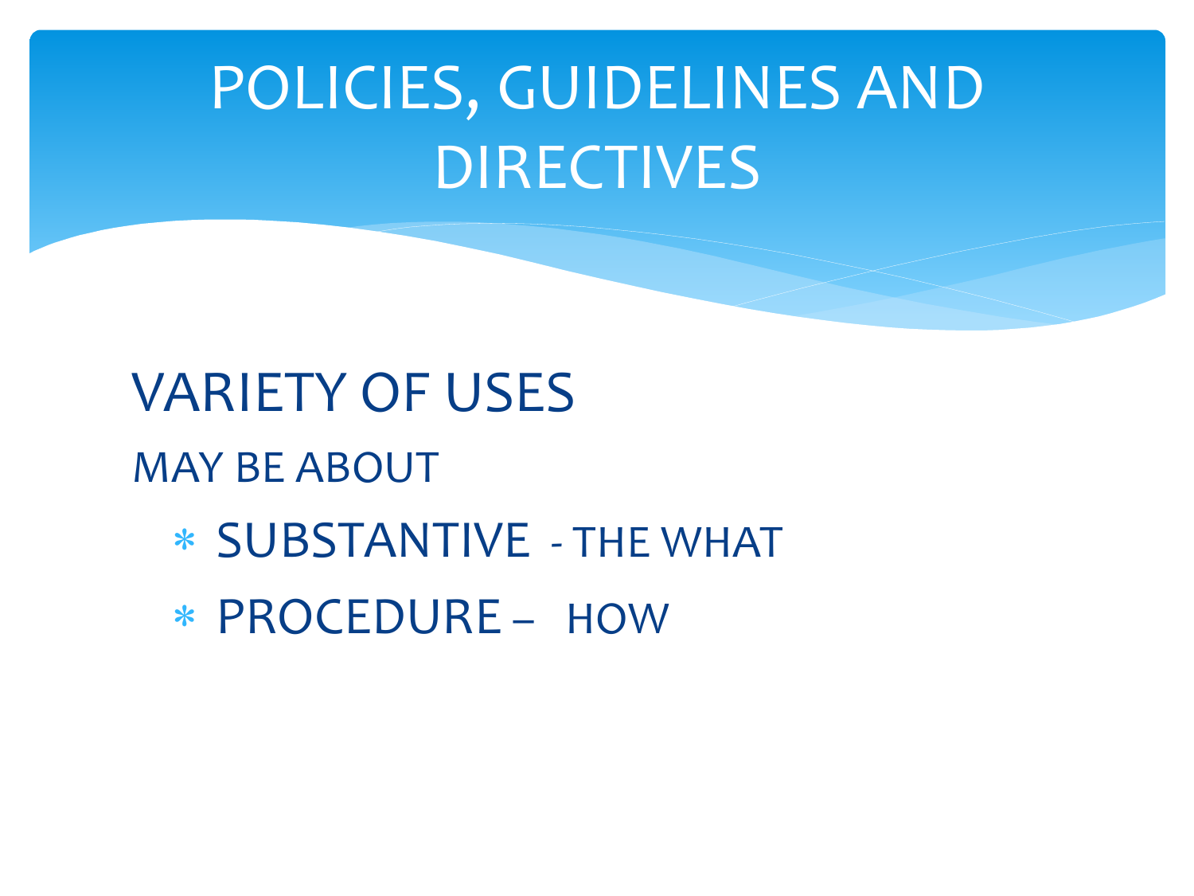# POLICIES, GUIDELINES AND DIRECTIVES

## VARIETY OF USES

MAY BE ABOUT

- SUBSTANTIVE - THE WHAT
- PROCEDURE – HOW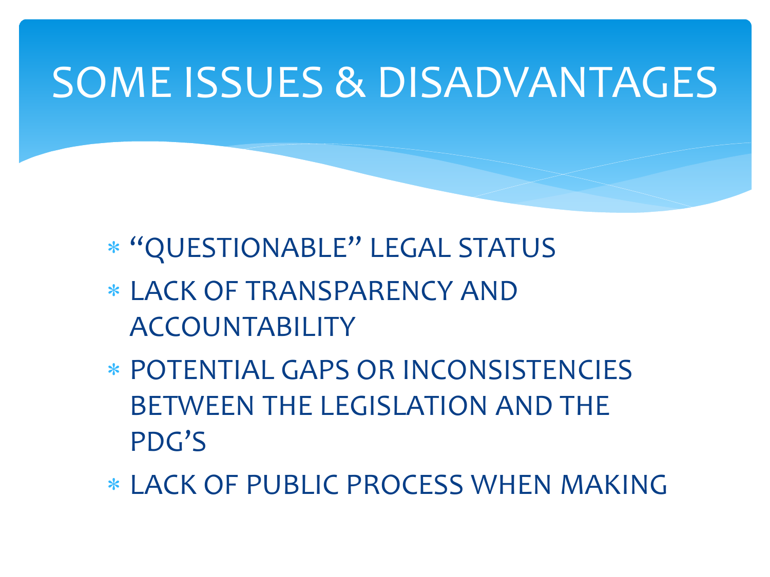# SOME ISSUES & DISADVANTAGES

* "QUESTIONABLE" LEGAL STATUS
* LACK OF TRANSPARENCY AND ACCOUNTABILITY
* POTENTIAL GAPS OR INCONSISTENCIES BETWEEN THE LEGISLATION AND THE PDG'S
* LACK OF PUBLIC PROCESS WHEN MAKING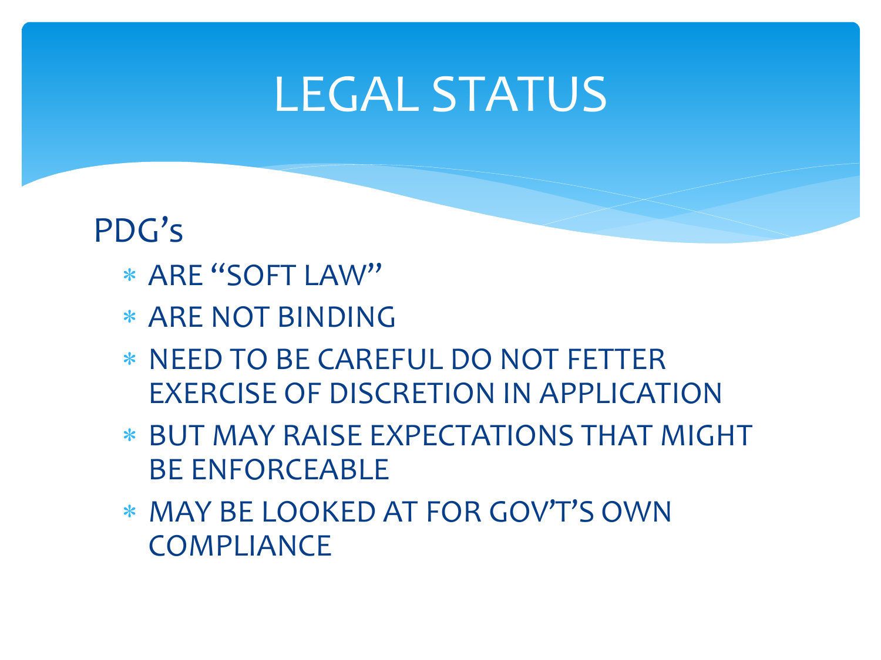# LEGAL STATUS

PDG's

- ARE "SOFT LAW"
- ARE NOT BINDING
- NEED TO BE CAREFUL DO NOT FETTER EXERCISE OF DISCRETION IN APPLICATION
- BUT MAY RAISE EXPECTATIONS THAT MIGHT BE ENFORCEABLE
- MAY BE LOOKED AT FOR GOV'T'S OWN COMPLIANCE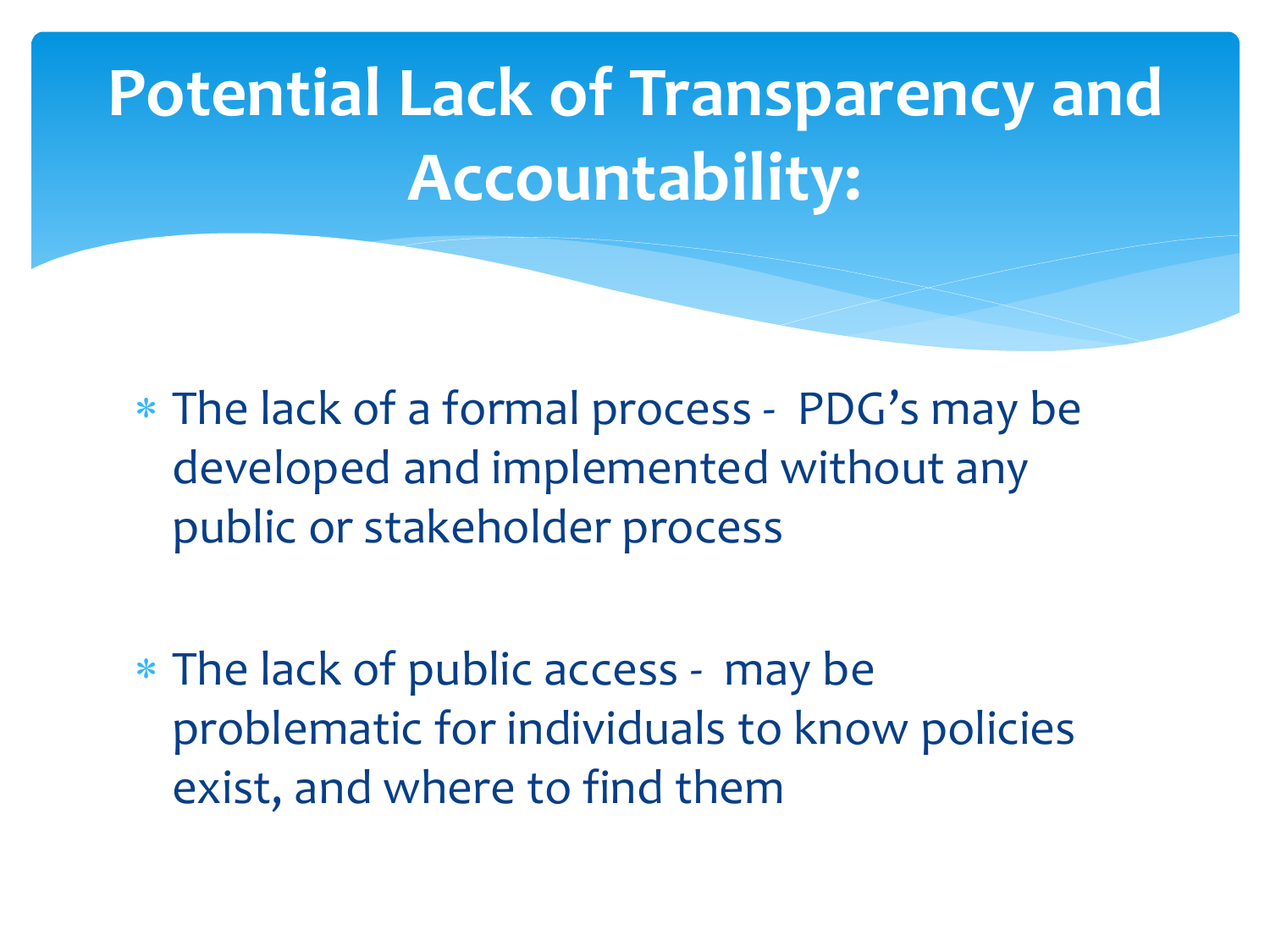# Potential Lack of Transparency and Accountability:

- The lack of a formal process - PDG's may be developed and implemented without any public or stakeholder process

- The lack of public access - may be problematic for individuals to know policies exist, and where to find them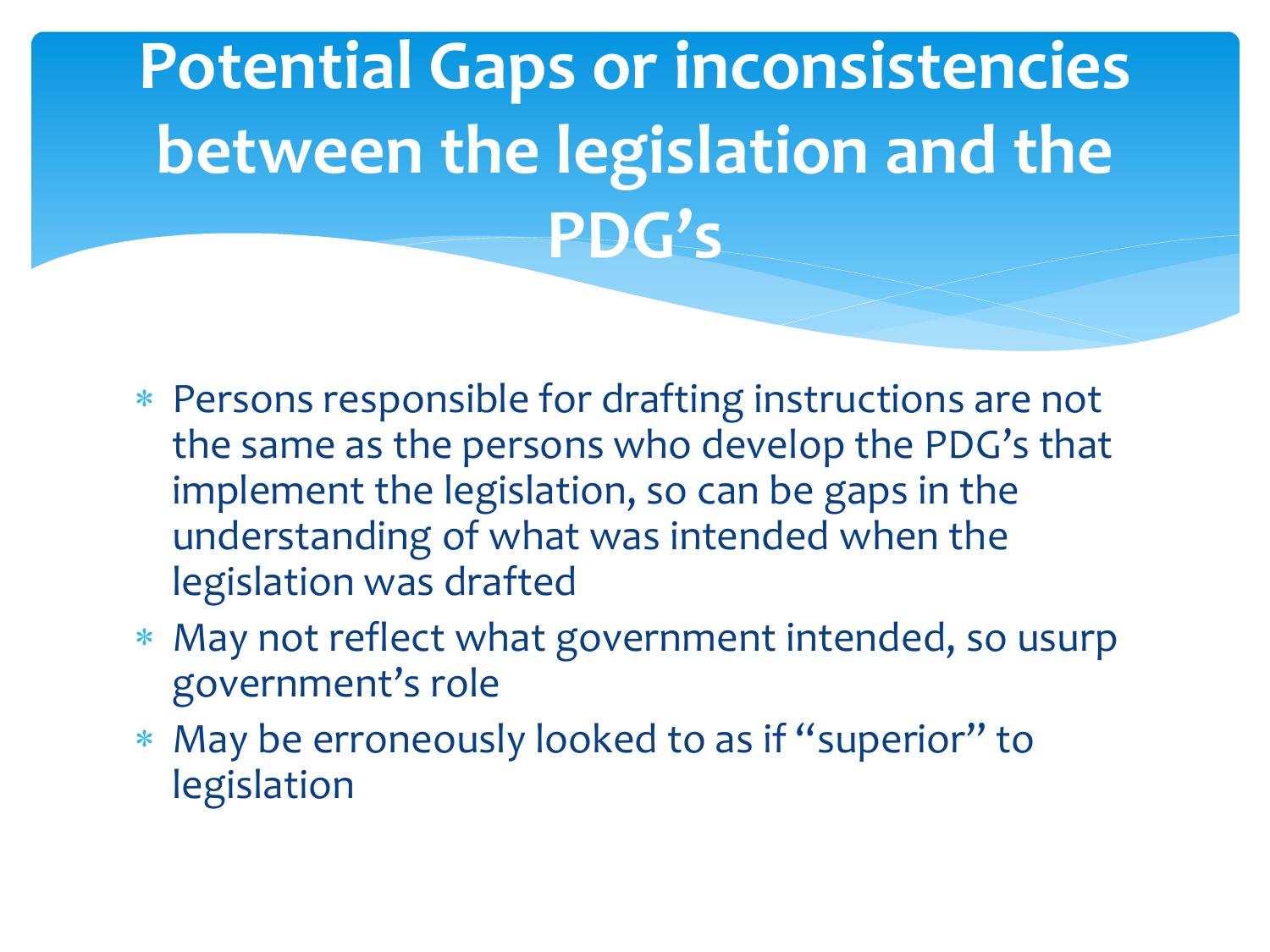# Potential Gaps or inconsistencies between the legislation and the PDG's

- Persons responsible for drafting instructions are not the same as the persons who develop the PDG's that implement the legislation, so can be gaps in the understanding of what was intended when the legislation was drafted
- May not reflect what government intended, so usurp government's role
- May be erroneously looked to as if "superior" to legislation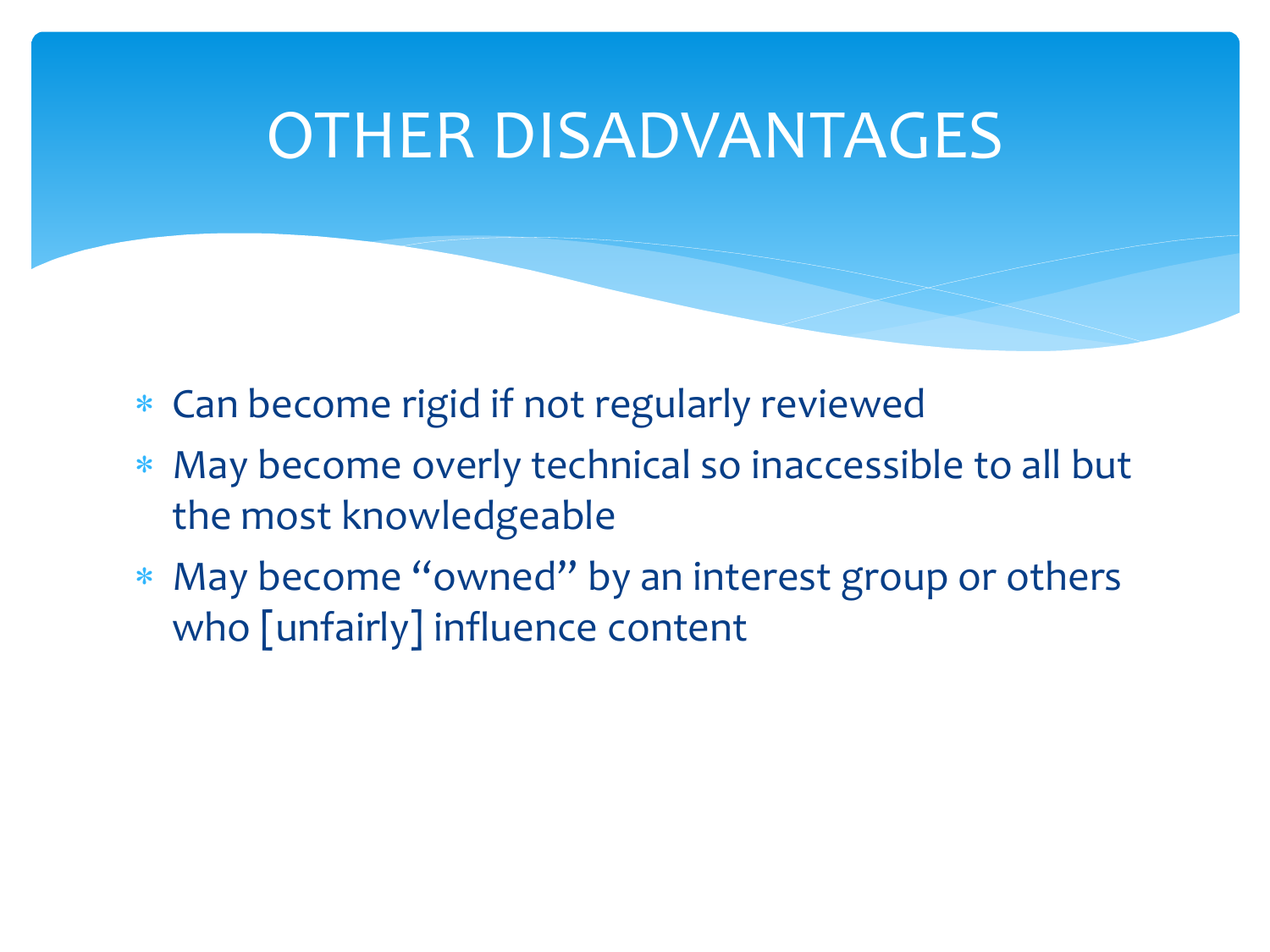# OTHER DISADVANTAGES

- Can become rigid if not regularly reviewed
- May become overly technical so inaccessible to all but the most knowledgeable
- May become “owned” by an interest group or others who [unfairly] influence content